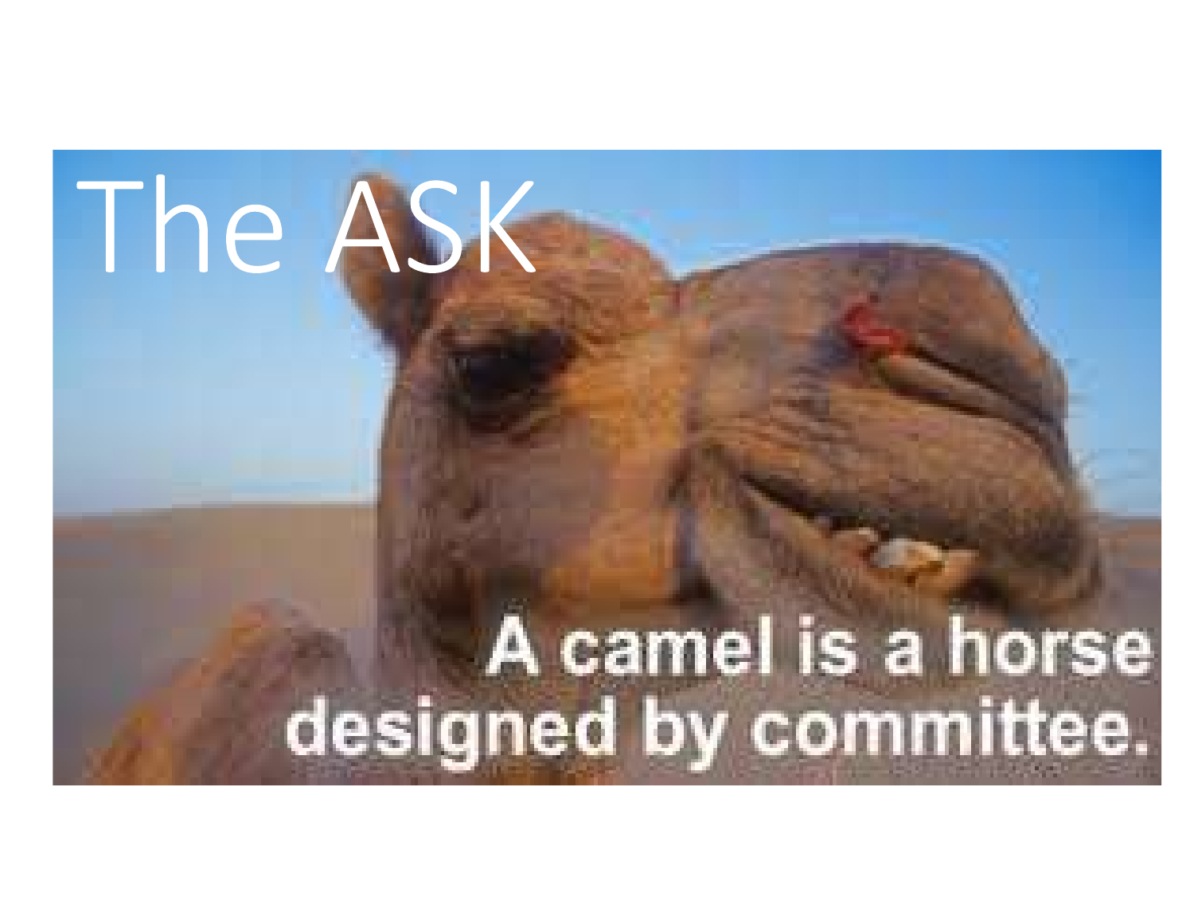# The ASK

A camel is a horse designed by committee.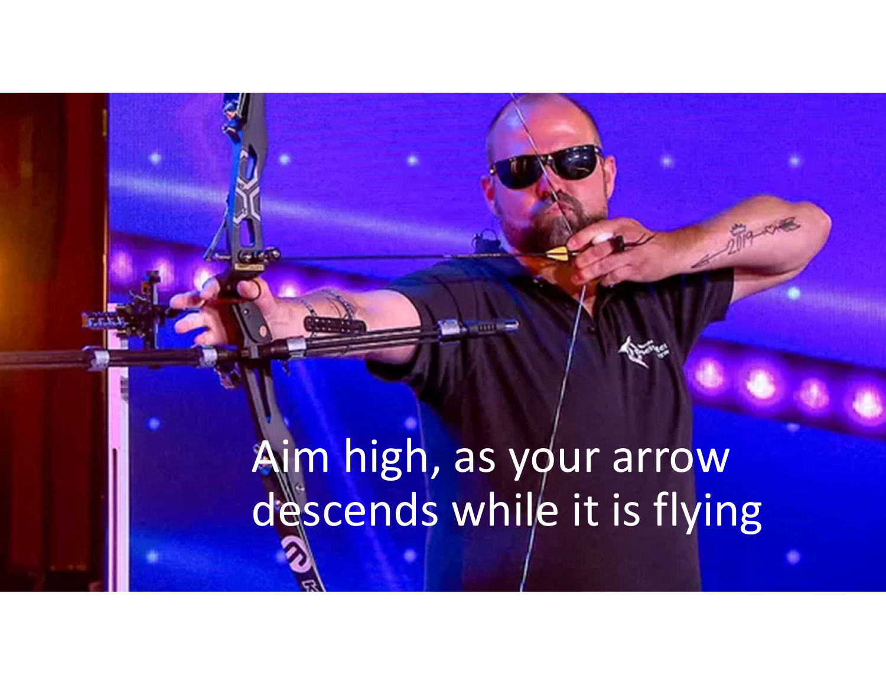Aim high, as your arrow descends while it is flying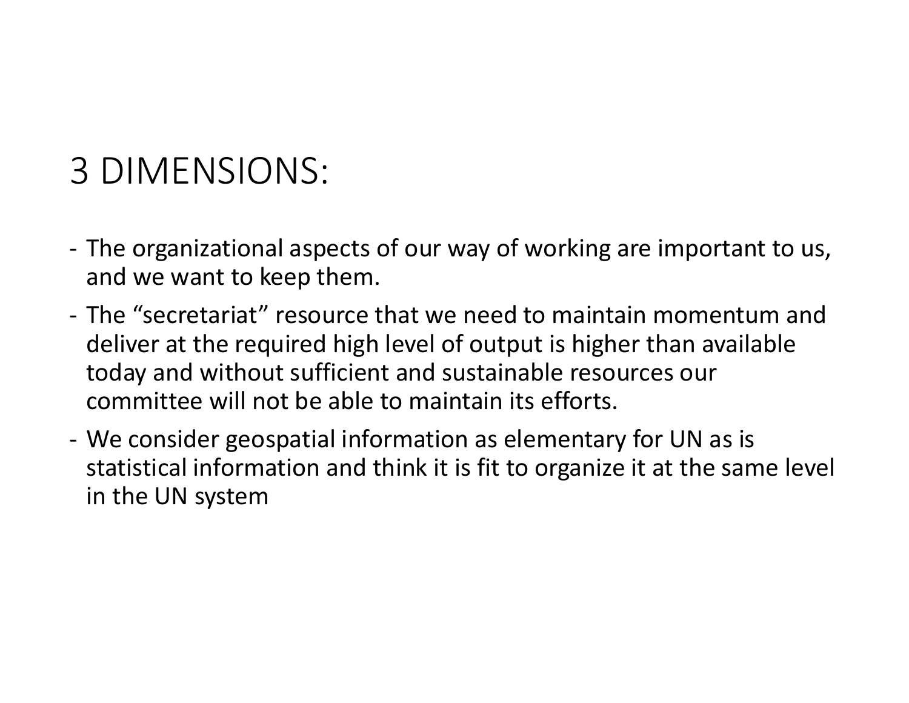# 3 DIMENSIONS:

- The organizational aspects of our way of working are important to us, and we want to keep them.
- The “secretariat” resource that we need to maintain momentum and deliver at the required high level of output is higher than available today and without sufficient and sustainable resources our committee will not be able to maintain its efforts.
- We consider geospatial information as elementary for UN as is statistical information and think it is fit to organize it at the same level in the UN system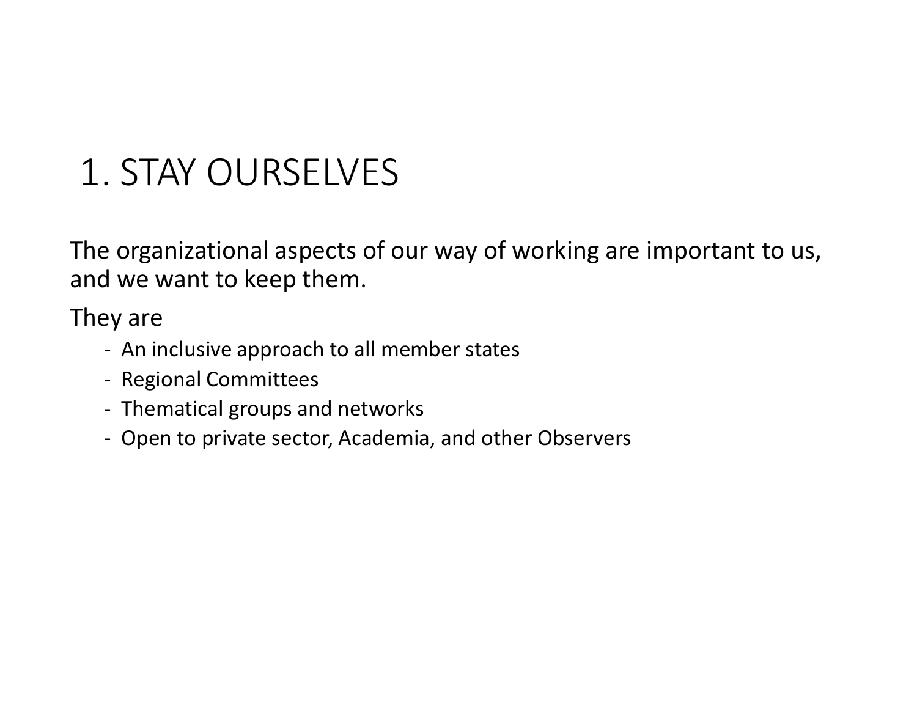# 1. STAY OURSELVES

The organizational aspects of our way of working are important to us, and we want to keep them.

They are

- An inclusive approach to all member states
- Regional Committees
- Thematical groups and networks
- Open to private sector, Academia, and other Observers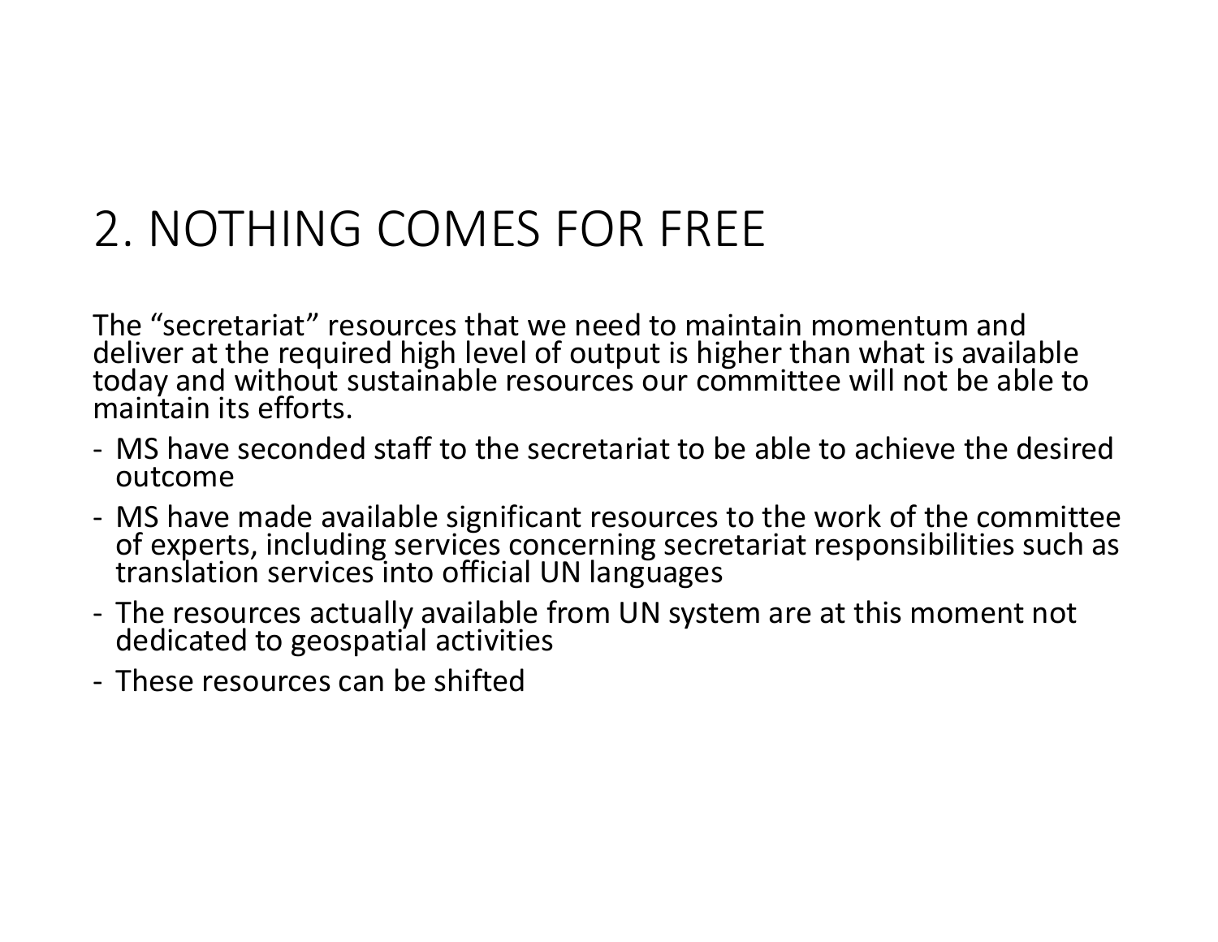# 2. NOTHING COMES FOR FREE

The “secretariat” resources that we need to maintain momentum and deliver at the required high level of output is higher than what is available today and without sustainable resources our committee will not be able to maintain its efforts.

- MS have seconded staff to the secretariat to be able to achieve the desired outcome
- MS have made available significant resources to the work of the committee of experts, including services concerning secretariat responsibilities such as translation services into official UN languages
- The resources actually available from UN system are at this moment not dedicated to geospatial activities
- These resources can be shifted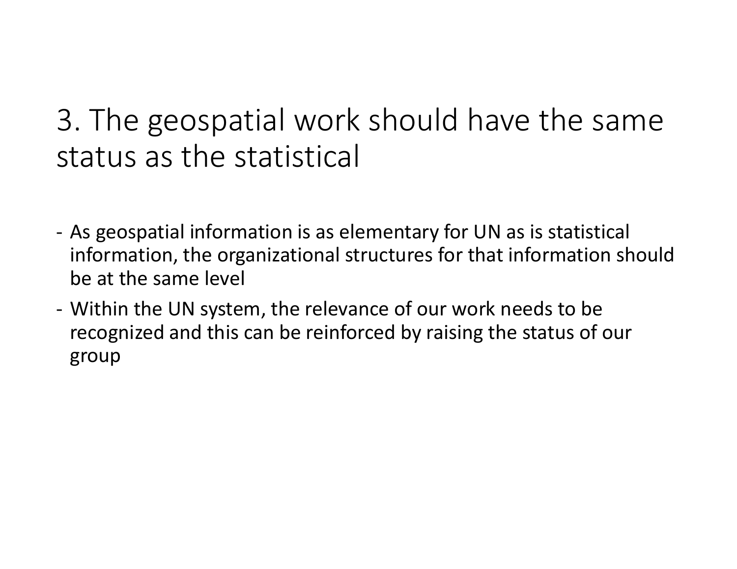# 3. The geospatial work should have the same status as the statistical

- As geospatial information is as elementary for UN as is statistical information, the organizational structures for that information should be at the same level
- Within the UN system, the relevance of our work needs to be recognized and this can be reinforced by raising the status of our group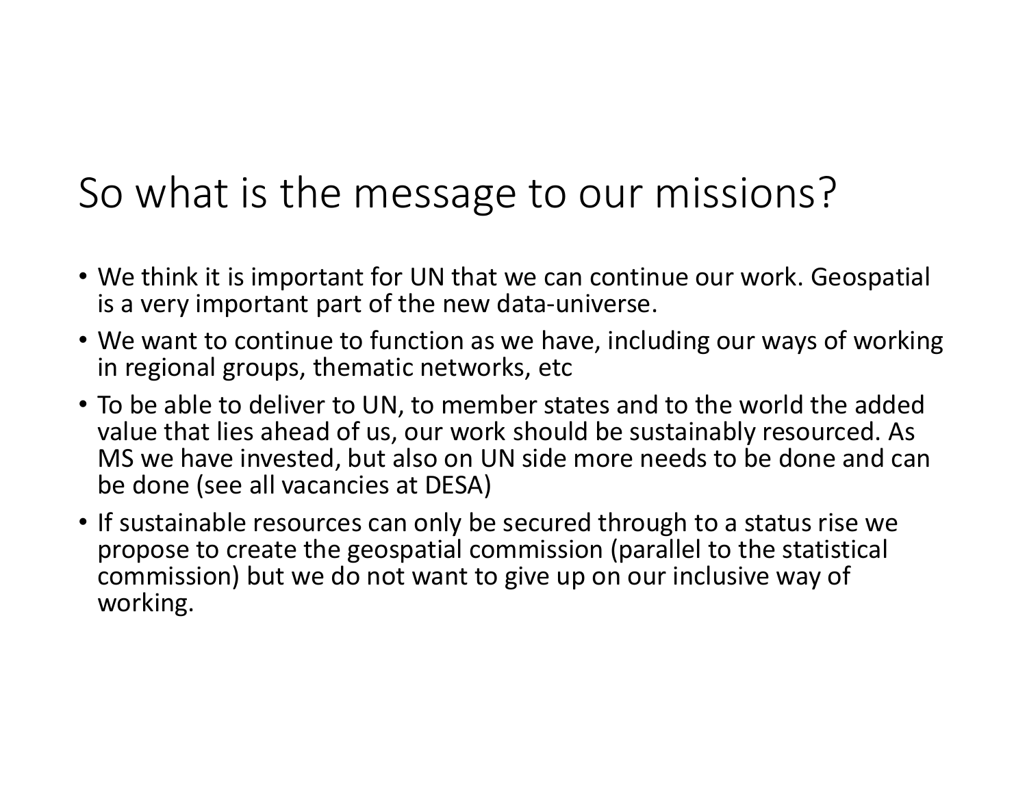# So what is the message to our missions?

- We think it is important for UN that we can continue our work. Geospatial is a very important part of the new data-universe.
- We want to continue to function as we have, including our ways of working in regional groups, thematic networks, etc
- To be able to deliver to UN, to member states and to the world the added value that lies ahead of us, our work should be sustainably resourced. As MS we have invested, but also on UN side more needs to be done and can be done (see all vacancies at DESA)
- If sustainable resources can only be secured through to a status rise we propose to create the geospatial commission (parallel to the statistical commission) but we do not want to give up on our inclusive way of working.